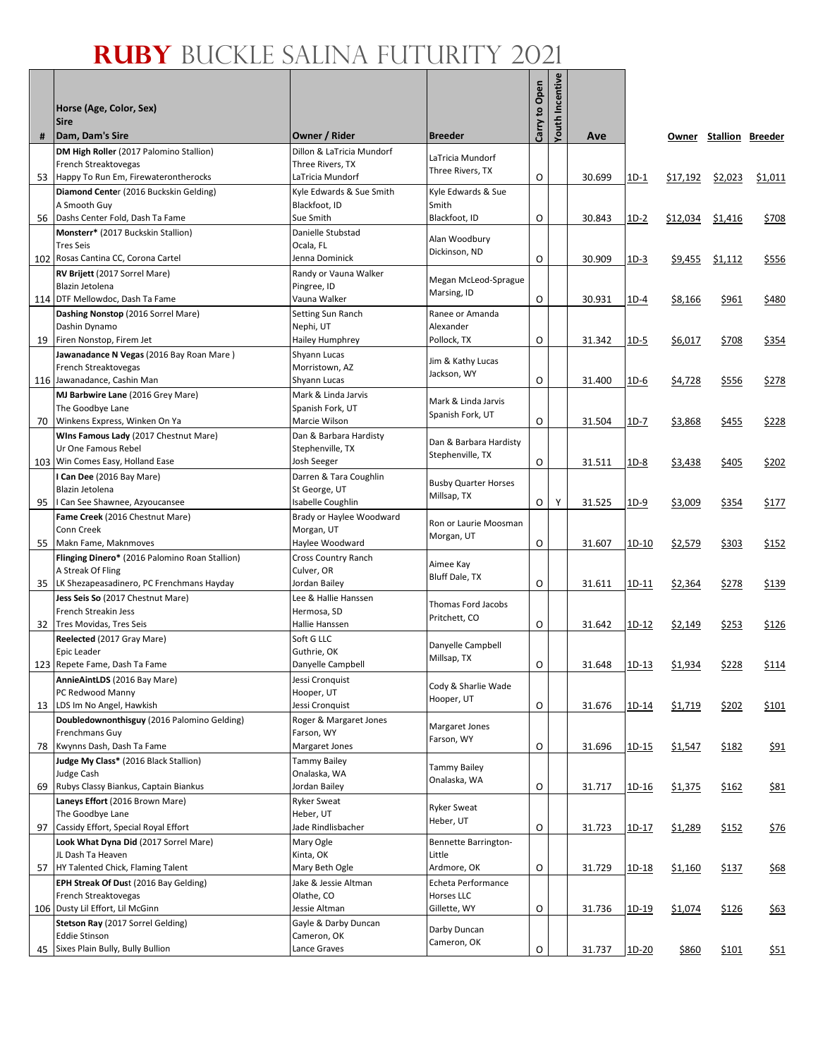# RUBY BUCKLE SALINA FUTURITY 2021

| # | Horse (Age, Color, Sex)<br>Sire<br>Dam, Dam's Sire | Owner / Rider | Breeder | Carry to Open | Youth Incentive | Ave | | Owner | Stallion | Breeder |
|---|---|---|---|---|---|---|---|---|---|---|
| 53 | **DM High Roller** (2017 Palomino Stallion)<br>French Streaktovegas<br>Happy To Run Em, Firewaterontherocks | Dillon & LaTricia Mundorf<br>Three Rivers, TX<br>LaTricia Mundorf | LaTricia Mundorf<br>Three Rivers, TX | O | | 30.699 | 1D-1 | $17,192 | $2,023 | $1,011 |
| 56 | **Diamond Center** (2016 Buckskin Gelding)<br>A Smooth Guy<br>Dashs Center Fold, Dash Ta Fame | Kyle Edwards & Sue Smith<br>Blackfoot, ID<br>Sue Smith | Kyle Edwards & Sue Smith<br>Blackfoot, ID | O | | 30.843 | 1D-2 | $12,034 | $1,416 | $708 |
| 102 | **Monsterr*** (2017 Buckskin Stallion)<br>Tres Seis<br>Rosas Cantina CC, Corona Cartel | Danielle Stubstad<br>Ocala, FL<br>Jenna Dominick | Alan Woodbury<br>Dickinson, ND | O | | 30.909 | 1D-3 | $9,455 | $1,112 | $556 |
| 114 | **RV Brijett** (2017 Sorrel Mare)<br>Blazin Jetolena<br>DTF Mellowdoc, Dash Ta Fame | Randy or Vauna Walker<br>Pingree, ID<br>Vauna Walker | Megan McLeod-Sprague<br>Marsing, ID | O | | 30.931 | 1D-4 | $8,166 | $961 | $480 |
| 19 | **Dashing Nonstop** (2016 Sorrel Mare)<br>Dashin Dynamo<br>Firen Nonstop, Firem Jet | Setting Sun Ranch<br>Nephi, UT<br>Hailey Humphrey | Ranee or Amanda Alexander<br>Pollock, TX | O | | 31.342 | 1D-5 | $6,017 | $708 | $354 |
| 116 | **Jawanadance N Vegas** (2016 Bay Roan Mare )<br>French Streaktovegas<br>Jawanadance, Cashin Man | Shyann Lucas<br>Morristown, AZ<br>Shyann Lucas | Jim & Kathy Lucas<br>Jackson, WY | O | | 31.400 | 1D-6 | $4,728 | $556 | $278 |
| 70 | **MJ Barbwire Lane** (2016 Grey Mare)<br>The Goodbye Lane<br>Winkens Express, Winken On Ya | Mark & Linda Jarvis<br>Spanish Fork, UT<br>Marcie Wilson | Mark & Linda Jarvis<br>Spanish Fork, UT | O | | 31.504 | 1D-7 | $3,868 | $455 | $228 |
| 103 | **WIns Famous Lady** (2017 Chestnut Mare)<br>Ur One Famous Rebel<br>Win Comes Easy, Holland Ease | Dan & Barbara Hardisty<br>Stephenville, TX<br>Josh Seeger | Dan & Barbara Hardisty<br>Stephenville, TX | O | | 31.511 | 1D-8 | $3,438 | $405 | $202 |
| 95 | **I Can Dee** (2016 Bay Mare)<br>Blazin Jetolena<br>I Can See Shawnee, Azyoucansee | Darren & Tara Coughlin<br>St George, UT<br>Isabelle Coughlin | Busby Quarter Horses<br>Millsap, TX | O | Y | 31.525 | 1D-9 | $3,009 | $354 | $177 |
| 55 | **Fame Creek** (2016 Chestnut Mare)<br>Conn Creek<br>Makn Fame, Maknmoves | Brady or Haylee Woodward<br>Morgan, UT<br>Haylee Woodward | Ron or Laurie Moosman<br>Morgan, UT | O | | 31.607 | 1D-10 | $2,579 | $303 | $152 |
| 35 | **Flinging Dinero*** (2016 Palomino Roan Stallion)<br>A Streak Of Fling<br>LK Shezapeasadinero, PC Frenchmans Hayday | Cross Country Ranch<br>Culver, OR<br>Jordan Bailey | Aimee Kay<br>Bluff Dale, TX | O | | 31.611 | 1D-11 | $2,364 | $278 | $139 |
| 32 | **Jess Seis So** (2017 Chestnut Mare)<br>French Streakin Jess<br>Tres Movidas, Tres Seis | Lee & Hallie Hanssen<br>Hermosa, SD<br>Hallie Hanssen | Thomas Ford Jacobs<br>Pritchett, CO | O | | 31.642 | 1D-12 | $2,149 | $253 | $126 |
| 123 | **Reelected** (2017 Gray Mare)<br>Epic Leader<br>Repete Fame, Dash Ta Fame | Soft G LLC<br>Guthrie, OK<br>Danyelle Campbell | Danyelle Campbell<br>Millsap, TX | O | | 31.648 | 1D-13 | $1,934 | $228 | $114 |
| 13 | **AnnieAintLDS** (2016 Bay Mare)<br>PC Redwood Manny<br>LDS Im No Angel, Hawkish | Jessi Cronquist<br>Hooper, UT<br>Jessi Cronquist | Cody & Sharlie Wade<br>Hooper, UT | O | | 31.676 | 1D-14 | $1,719 | $202 | $101 |
| 78 | **Doubledownonthisguy** (2016 Palomino Gelding)<br>Frenchmans Guy<br>Kwynns Dash, Dash Ta Fame | Roger & Margaret Jones<br>Farson, WY<br>Margaret Jones | Margaret Jones<br>Farson, WY | O | | 31.696 | 1D-15 | $1,547 | $182 | $91 |
| 69 | **Judge My Class*** (2016 Black Stallion)<br>Judge Cash<br>Rubys Classy Biankus, Captain Biankus | Tammy Bailey<br>Onalaska, WA<br>Jordan Bailey | Tammy Bailey<br>Onalaska, WA | O | | 31.717 | 1D-16 | $1,375 | $162 | $81 |
| 97 | **Laneys Effort** (2016 Brown Mare)<br>The Goodbye Lane<br>Cassidy Effort, Special Royal Effort | Ryker Sweat<br>Heber, UT<br>Jade Rindlisbacher | Ryker Sweat<br>Heber, UT | O | | 31.723 | 1D-17 | $1,289 | $152 | $76 |
| 57 | **Look What Dyna Did** (2017 Sorrel Mare)<br>JL Dash Ta Heaven<br>HY Talented Chick, Flaming Talent | Mary Ogle<br>Kinta, OK<br>Mary Beth Ogle | Bennette Barrington-Little<br>Ardmore, OK | O | | 31.729 | 1D-18 | $1,160 | $137 | $68 |
| 106 | **EPH Streak Of Dust** (2016 Bay Gelding)<br>French Streaktovegas<br>Dusty Lil Effort, Lil McGinn | Jake & Jessie Altman<br>Olathe, CO<br>Jessie Altman | Echeta Performance Horses LLC<br>Gillette, WY | O | | 31.736 | 1D-19 | $1,074 | $126 | $63 |
| 45 | **Stetson Ray** (2017 Sorrel Gelding)<br>Eddie Stinson<br>Sixes Plain Bully, Bully Bullion | Gayle & Darby Duncan<br>Cameron, OK<br>Lance Graves | Darby Duncan<br>Cameron, OK | O | | 31.737 | 1D-20 | $860 | $101 | $51 |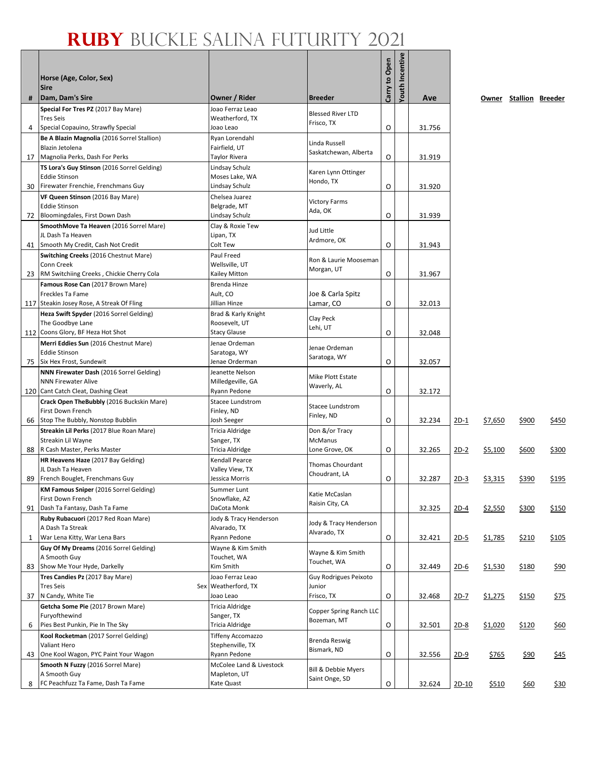# RUBY BUCKLE SALINA FUTURITY 2021

| # | Horse (Age, Color, Sex)<br>Sire<br>Dam, Dam's Sire | Owner / Rider | Breeder | Carry to Open | Youth Incentive | Ave | | Owner | Stallion | Breeder |
|---|---|---|---|---|---|---|---|---|---|---|
| 4 | **Special For Tres PZ** (2017 Bay Mare)<br>Tres Seis<br>Special Copauino, Strawfly Special | Joao Ferraz Leao<br>Weatherford, TX<br>Joao Leao | Blessed River LTD<br>Frisco, TX | O | | 31.756 | | | | |
| 17 | **Be A Blazin Magnolia** (2016 Sorrel Stallion)<br>Blazin Jetolena<br>Magnolia Perks, Dash For Perks | Ryan Lorendahl<br>Fairfield, UT<br>Taylor Rivera | Linda Russell<br>Saskatchewan, Alberta | O | | 31.919 | | | | |
| 30 | **TS Lora's Guy Stinson** (2016 Sorrel Gelding)<br>Eddie Stinson<br>Firewater Frenchie, Frenchmans Guy | Lindsay Schulz<br>Moses Lake, WA<br>Lindsay Schulz | Karen Lynn Ottinger<br>Hondo, TX | O | | 31.920 | | | | |
| 72 | **VF Queen Stinson** (2016 Bay Mare)<br>Eddie Stinson<br>Bloomingdales, First Down Dash | Chelsea Juarez<br>Belgrade, MT<br>Lindsay Schulz | Victory Farms<br>Ada, OK | O | | 31.939 | | | | |
| 41 | **SmoothMove Ta Heaven** (2016 Sorrel Mare)<br>JL Dash Ta Heaven<br>Smooth My Credit, Cash Not Credit | Clay & Roxie Tew<br>Lipan, TX<br>Colt Tew | Jud Little<br>Ardmore, OK | O | | 31.943 | | | | |
| 23 | **Switching Creeks** (2016 Chestnut Mare)<br>Conn Creek<br>RM Switchiing Creeks , Chickie Cherry Cola | Paul Freed<br>Wellsville, UT<br>Kailey Mitton | Ron & Laurie Mooseman<br>Morgan, UT | O | | 31.967 | | | | |
| 117 | **Famous Rose Can** (2017 Brown Mare)<br>Freckles Ta Fame<br>Steakin Josey Rose, A Streak Of Fling | Brenda Hinze<br>Ault, CO<br>Jillian Hinze | Joe & Carla Spitz<br>Lamar, CO | O | | 32.013 | | | | |
| 112 | **Heza Swift Spyder** (2016 Sorrel Gelding)<br>The Goodbye Lane<br>Coons Glory, BF Heza Hot Shot | Brad & Karly Knight<br>Roosevelt, UT<br>Stacy Glause | Clay Peck<br>Lehi, UT | O | | 32.048 | | | | |
| 75 | **Merri Eddies Sun** (2016 Chestnut Mare)<br>Eddie Stinson<br>Six Hex Frost, Sundewit | Jenae Ordeman<br>Saratoga, WY<br>Jenae Orderman | Jenae Ordeman<br>Saratoga, WY | O | | 32.057 | | | | |
| 120 | **NNN Firewater Dash** (2016 Sorrel Gelding)<br>NNN Firewater Alive<br>Cant Catch Cleat, Dashing Cleat | Jeanette Nelson<br>Milledgeville, GA<br>Ryann Pedone | Mike Plott Estate<br>Waverly, AL | O | | 32.172 | | | | |
| 66 | **Crack Open TheBubbly** (2016 Buckskin Mare)<br>First Down French<br>Stop The Bubbly, Nonstop Bubblin | Stacee Lundstrom<br>Finley, ND<br>Josh Seeger | Stacee Lundstrom<br>Finley, ND | O | | 32.234 | 2D-1 | $7,650 | $900 | $450 |
| 88 | **Streakin Lil Perks** (2017 Blue Roan Mare)<br>Streakin Lil Wayne<br>R Cash Master, Perks Master | Tricia Aldridge<br>Sanger, TX<br>Tricia Aldridge | Don &/or Tracy McManus<br>Lone Grove, OK | O | | 32.265 | 2D-2 | $5,100 | $600 | $300 |
| 89 | **HR Heavens Haze** (2017 Bay Gelding)<br>JL Dash Ta Heaven<br>French Bouglet, Frenchmans Guy | Kendall Pearce<br>Valley View, TX<br>Jessica Morris | Thomas Chourdant<br>Choudrant, LA | O | | 32.287 | 2D-3 | $3,315 | $390 | $195 |
| 91 | **KM Famous Sniper** (2016 Sorrel Gelding)<br>First Down French<br>Dash Ta Fantasy, Dash Ta Fame | Summer Lunt<br>Snowflake, AZ<br>DaCota Monk | Katie McCaslan<br>Raisin City, CA | | | 32.325 | 2D-4 | $2,550 | $300 | $150 |
| 1 | **Ruby Rubacuori** (2017 Red Roan Mare)<br>A Dash Ta Streak<br>War Lena Kitty, War Lena Bars | Jody & Tracy Henderson<br>Alvarado, TX<br>Ryann Pedone | Jody & Tracy Henderson<br>Alvarado, TX | O | | 32.421 | 2D-5 | $1,785 | $210 | $105 |
| 83 | **Guy Of My Dreams** (2016 Sorrel Gelding)<br>A Smooth Guy<br>Show Me Your Hyde, Darkelly | Wayne & Kim Smith<br>Touchet, WA<br>Kim Smith | Wayne & Kim Smith<br>Touchet, WA | O | | 32.449 | 2D-6 | $1,530 | $180 | $90 |
| 37 | **Tres Candies Pz** (2017 Bay Mare)<br>Tres Seis Sex<br>N Candy, White Tie | Joao Ferraz Leao<br>Weatherford, TX<br>Joao Leao | Guy Rodrigues Peixoto Junior<br>Frisco, TX | O | | 32.468 | 2D-7 | $1,275 | $150 | $75 |
| 6 | **Getcha Some Pie** (2017 Brown Mare)<br>Furyofthewind<br>Pies Best Punkin, Pie In The Sky | Tricia Aldridge<br>Sanger, TX<br>Tricia Aldridge | Copper Spring Ranch LLC<br>Bozeman, MT | O | | 32.501 | 2D-8 | $1,020 | $120 | $60 |
| 43 | **Kool Rocketman** (2017 Sorrel Gelding)<br>Valiant Hero<br>One Kool Wagon, PYC Paint Your Wagon | Tiffeny Accomazzo<br>Stephenville, TX<br>Ryann Pedone | Brenda Reswig<br>Bismark, ND | O | | 32.556 | 2D-9 | $765 | $90 | $45 |
| 8 | **Smooth N Fuzzy** (2016 Sorrel Mare)<br>A Smooth Guy<br>FC Peachfuzz Ta Fame, Dash Ta Fame | McColee Land & Livestock<br>Mapleton, UT<br>Kate Quast | Bill & Debbie Myers<br>Saint Onge, SD | O | | 32.624 | 2D-10 | $510 | $60 | $30 |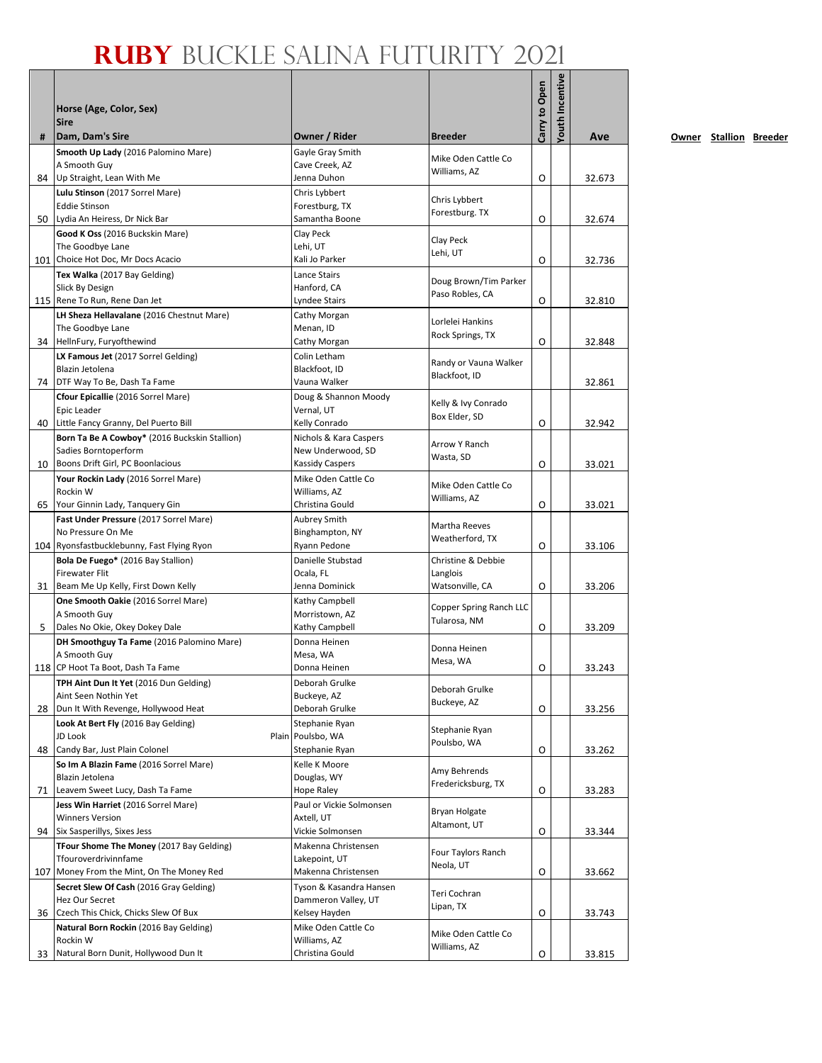# RUBY BUCKLE SALINA FUTURITY 2021

| # | Horse (Age, Color, Sex) / Sire / Dam, Dam's Sire | Owner / Rider | Breeder | Carry to Open | Youth Incentive | Ave |
|---|---|---|---|---|---|---|
| 84 | **Smooth Up Lady** (2016 Palomino Mare)<br>A Smooth Guy<br>Up Straight, Lean With Me | Gayle Gray Smith<br>Cave Creek, AZ<br>Jenna Duhon | Mike Oden Cattle Co<br>Williams, AZ | O | | 32.673 |
| 50 | **Lulu Stinson** (2017 Sorrel Mare)<br>Eddie Stinson<br>Lydia An Heiress, Dr Nick Bar | Chris Lybbert<br>Forestburg, TX<br>Samantha Boone | Chris Lybbert<br>Forestburg. TX | O | | 32.674 |
| 101 | **Good K Oss** (2016 Buckskin Mare)<br>The Goodbye Lane<br>Choice Hot Doc, Mr Docs Acacio | Clay Peck<br>Lehi, UT<br>Kali Jo Parker | Clay Peck<br>Lehi, UT | O | | 32.736 |
| 115 | **Tex Walka** (2017 Bay Gelding)<br>Slick By Design<br>Rene To Run, Rene Dan Jet | Lance Stairs<br>Hanford, CA<br>Lyndee Stairs | Doug Brown/Tim Parker<br>Paso Robles, CA | O | | 32.810 |
| 34 | **LH Sheza Hellavalane** (2016 Chestnut Mare)<br>The Goodbye Lane<br>HellnFury, Furyofthewind | Cathy Morgan<br>Menan, ID<br>Cathy Morgan | Lorlelei Hankins<br>Rock Springs, TX | O | | 32.848 |
| 74 | **LX Famous Jet** (2017 Sorrel Gelding)<br>Blazin Jetolena<br>DTF Way To Be, Dash Ta Fame | Colin Letham<br>Blackfoot, ID<br>Vauna Walker | Randy or Vauna Walker<br>Blackfoot, ID | | | 32.861 |
| 40 | **Cfour Epicallie** (2016 Sorrel Mare)<br>Epic Leader<br>Little Fancy Granny, Del Puerto Bill | Doug & Shannon Moody<br>Vernal, UT<br>Kelly Conrado | Kelly & Ivy Conrado<br>Box Elder, SD | O | | 32.942 |
| 10 | **Born Ta Be A Cowboy*** (2016 Buckskin Stallion)<br>Sadies Borntoperform<br>Boons Drift Girl, PC Boonlacious | Nichols & Kara Caspers<br>New Underwood, SD<br>Kassidy Caspers | Arrow Y Ranch<br>Wasta, SD | O | | 33.021 |
| 65 | **Your Rockin Lady** (2016 Sorrel Mare)<br>Rockin W<br>Your Ginnin Lady, Tanquery Gin | Mike Oden Cattle Co<br>Williams, AZ<br>Christina Gould | Mike Oden Cattle Co<br>Williams, AZ | O | | 33.021 |
| 104 | **Fast Under Pressure** (2017 Sorrel Mare)<br>No Pressure On Me<br>Ryonsfastbucklebunny, Fast Flying Ryon | Aubrey Smith<br>Binghampton, NY<br>Ryann Pedone | Martha Reeves<br>Weatherford, TX | O | | 33.106 |
| 31 | **Bola De Fuego*** (2016 Bay Stallion)<br>Firewater Flit<br>Beam Me Up Kelly, First Down Kelly | Danielle Stubstad<br>Ocala, FL<br>Jenna Dominick | Christine & Debbie Langlois<br>Watsonville, CA | O | | 33.206 |
| 5 | **One Smooth Oakie** (2016 Sorrel Mare)<br>A Smooth Guy<br>Dales No Okie, Okey Dokey Dale | Kathy Campbell<br>Morristown, AZ<br>Kathy Campbell | Copper Spring Ranch LLC<br>Tularosa, NM | O | | 33.209 |
| 118 | **DH Smoothguy Ta Fame** (2016 Palomino Mare)<br>A Smooth Guy<br>CP Hoot Ta Boot, Dash Ta Fame | Donna Heinen<br>Mesa, WA<br>Donna Heinen | Donna Heinen<br>Mesa, WA | O | | 33.243 |
| 28 | **TPH Aint Dun It Yet** (2016 Dun Gelding)<br>Aint Seen Nothin Yet<br>Dun It With Revenge, Hollywood Heat | Deborah Grulke<br>Buckeye, AZ<br>Deborah Grulke | Deborah Grulke<br>Buckeye, AZ | O | | 33.256 |
| 48 | **Look At Bert Fly** (2016 Bay Gelding)<br>JD Look Plain<br>Candy Bar, Just Plain Colonel | Stephanie Ryan<br>Poulsbo, WA<br>Stephanie Ryan | Stephanie Ryan<br>Poulsbo, WA | O | | 33.262 |
| 71 | **So Im A Blazin Fame** (2016 Sorrel Mare)<br>Blazin Jetolena<br>Leavem Sweet Lucy, Dash Ta Fame | Kelle K Moore<br>Douglas, WY<br>Hope Raley | Amy Behrends<br>Fredericksburg, TX | O | | 33.283 |
| 94 | **Jess Win Harriet** (2016 Sorrel Mare)<br>Winners Version<br>Six Sasperillys, Sixes Jess | Paul or Vickie Solmonsen<br>Axtell, UT<br>Vickie Solmonsen | Bryan Holgate<br>Altamont, UT | O | | 33.344 |
| 107 | **TFour Shome The Money** (2017 Bay Gelding)<br>Tfouroverdrivinnfame<br>Money From the Mint, On The Money Red | Makenna Christensen<br>Lakepoint, UT<br>Makenna Christensen | Four Taylors Ranch<br>Neola, UT | O | | 33.662 |
| 36 | **Secret Slew Of Cash** (2016 Gray Gelding)<br>Hez Our Secret<br>Czech This Chick, Chicks Slew Of Bux | Tyson & Kasandra Hansen<br>Dammeron Valley, UT<br>Kelsey Hayden | Teri Cochran<br>Lipan, TX | O | | 33.743 |
| 33 | **Natural Born Rockin** (2016 Bay Gelding)<br>Rockin W<br>Natural Born Dunit, Hollywood Dun It | Mike Oden Cattle Co<br>Williams, AZ<br>Christina Gould | Mike Oden Cattle Co<br>Williams, AZ | O | | 33.815 |

Owner Stallion Breeder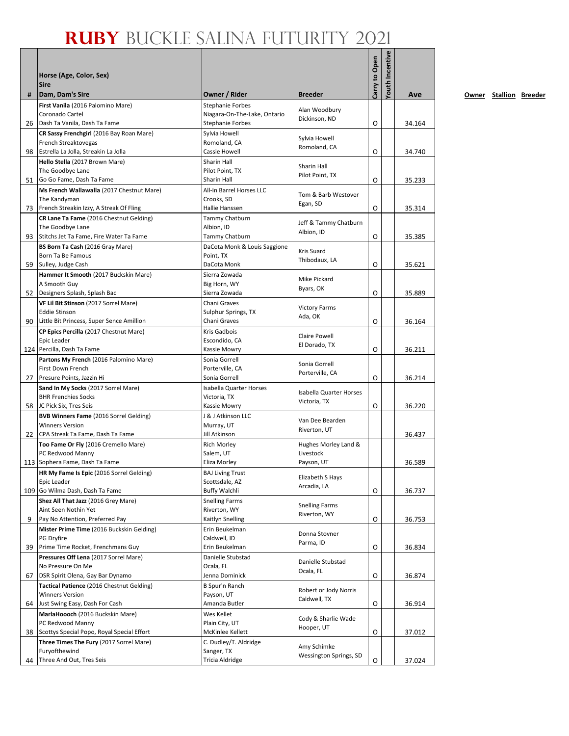# RUBY BUCKLE SALINA FUTURITY 2021

| # | Horse (Age, Color, Sex) / Sire / Dam, Dam's Sire | Owner / Rider | Breeder | Carry to Open | Youth Incentive | Ave |
|---|---|---|---|---|---|---|
| 26 | **First Vanila** (2016 Palomino Mare)<br>Coronado Cartel<br>Dash Ta Vanila, Dash Ta Fame | Stephanie Forbes<br>Niagara-On-The-Lake, Ontario<br>Stephanie Forbes | Alan Woodbury<br>Dickinson, ND | O | | 34.164 |
| 98 | **CR Sassy Frenchgirl** (2016 Bay Roan Mare)<br>French Streaktovegas<br>Estrella La Jolla, Streakin La Jolla | Sylvia Howell<br>Romoland, CA<br>Cassie Howell | Sylvia Howell<br>Romoland, CA | O | | 34.740 |
| 51 | **Hello Stella** (2017 Brown Mare)<br>The Goodbye Lane<br>Go Go Fame, Dash Ta Fame | Sharin Hall<br>Pilot Point, TX<br>Sharin Hall | Sharin Hall<br>Pilot Point, TX | O | | 35.233 |
| 73 | **Ms French Wallawalla** (2017 Chestnut Mare)<br>The Kandyman<br>French Streakin Izzy, A Streak Of Fling | All-In Barrel Horses LLC<br>Crooks, SD<br>Hallie Hanssen | Tom & Barb Westover<br>Egan, SD | O | | 35.314 |
| 93 | **CR Lane Ta Fame** (2016 Chestnut Gelding)<br>The Goodbye Lane<br>Stitchs Jet Ta Fame, Fire Water Ta Fame | Tammy Chatburn<br>Albion, ID<br>Tammy Chatburn | Jeff & Tammy Chatburn<br>Albion, ID | O | | 35.385 |
| 59 | **BS Born Ta Cash** (2016 Gray Mare)<br>Born Ta Be Famous<br>Sulley, Judge Cash | DaCota Monk & Louis Saggione<br>Point, TX<br>DaCota Monk | Kris Suard<br>Thibodaux, LA | O | | 35.621 |
| 52 | **Hammer It Smooth** (2017 Buckskin Mare)<br>A Smooth Guy<br>Designers Splash, Splash Bac | Sierra Zowada<br>Big Horn, WY<br>Sierra Zowada | Mike Pickard<br>Byars, OK | O | | 35.889 |
| 90 | **VF Lil Bit Stinson** (2017 Sorrel Mare)<br>Eddie Stinson<br>Little Bit Princess, Super Sence Amillion | Chani Graves<br>Sulphur Springs, TX<br>Chani Graves | Victory Farms<br>Ada, OK | O | | 36.164 |
| 124 | **CP Epics Percilla** (2017 Chestnut Mare)<br>Epic Leader<br>Percilla, Dash Ta Fame | Kris Gadbois<br>Escondido, CA<br>Kassie Mowry | Claire Powell<br>El Dorado, TX | O | | 36.211 |
| 27 | **Partons My French** (2016 Palomino Mare)<br>First Down French<br>Presure Points, Jazzin Hi | Sonia Gorrell<br>Porterville, CA<br>Sonia Gorrell | Sonia Gorrell<br>Porterville, CA | O | | 36.214 |
| 58 | **Sand In My Socks** (2017 Sorrel Mare)<br>BHR Frenchies Socks<br>JC Pick Six, Tres Seis | Isabella Quarter Horses<br>Victoria, TX<br>Kassie Mowry | Isabella Quarter Horses<br>Victoria, TX | O | | 36.220 |
| 22 | **BVB Winners Fame** (2016 Sorrel Gelding)<br>Winners Version<br>CPA Streak Ta Fame, Dash Ta Fame | J & J Atkinson LLC<br>Murray, UT<br>Jill Atkinson | Van Dee Bearden<br>Riverton, UT | | | 36.437 |
| 113 | **Too Fame Or Fly** (2016 Cremello Mare)<br>PC Redwood Manny<br>Sophera Fame, Dash Ta Fame | Rich Morley<br>Salem, UT<br>Eliza Morley | Hughes Morley Land & Livestock<br>Payson, UT | | | 36.589 |
| 109 | **HR My Fame Is Epic** (2016 Sorrel Gelding)<br>Epic Leader<br>Go Wilma Dash, Dash Ta Fame | BAJ Living Trust<br>Scottsdale, AZ<br>Buffy Walchli | Elizabeth S Hays<br>Arcadia, LA | O | | 36.737 |
| 9 | **Shez All That Jazz** (2016 Grey Mare)<br>Aint Seen Nothin Yet<br>Pay No Attention, Preferred Pay | Snelling Farms<br>Riverton, WY<br>Kaitlyn Snelling | Snelling Farms<br>Riverton, WY | O | | 36.753 |
| 39 | **Mister Prime Time** (2016 Buckskin Gelding)<br>PG Dryfire<br>Prime Time Rocket, Frenchmans Guy | Erin Beukelman<br>Caldwell, ID<br>Erin Beukelman | Donna Stovner<br>Parma, ID | O | | 36.834 |
| 67 | **Pressures Off Lena** (2017 Sorrel Mare)<br>No Pressure On Me<br>DSR Spirit Olena, Gay Bar Dynamo | Danielle Stubstad<br>Ocala, FL<br>Jenna Dominick | Danielle Stubstad<br>Ocala, FL | O | | 36.874 |
| 64 | **Tactical Patience** (2016 Chestnut Gelding)<br>Winners Version<br>Just Swing Easy, Dash For Cash | B Spur'n Ranch<br>Payson, UT<br>Amanda Butler | Robert or Jody Norris<br>Caldwell, TX | O | | 36.914 |
| 38 | **MarlaHoooch** (2016 Buckskin Mare)<br>PC Redwood Manny<br>Scottys Special Popo, Royal Special Effort | Wes Kellet<br>Plain City, UT<br>McKinlee Kellett | Cody & Sharlie Wade<br>Hooper, UT | O | | 37.012 |
| 44 | **Three Times The Fury** (2017 Sorrel Mare)<br>Furyofthewind<br>Three And Out, Tres Seis | C. Dudley/T. Aldridge<br>Sanger, TX<br>Tricia Aldridge | Amy Schimke<br>Wessington Springs, SD | O | | 37.024 |

Owner Stallion Breeder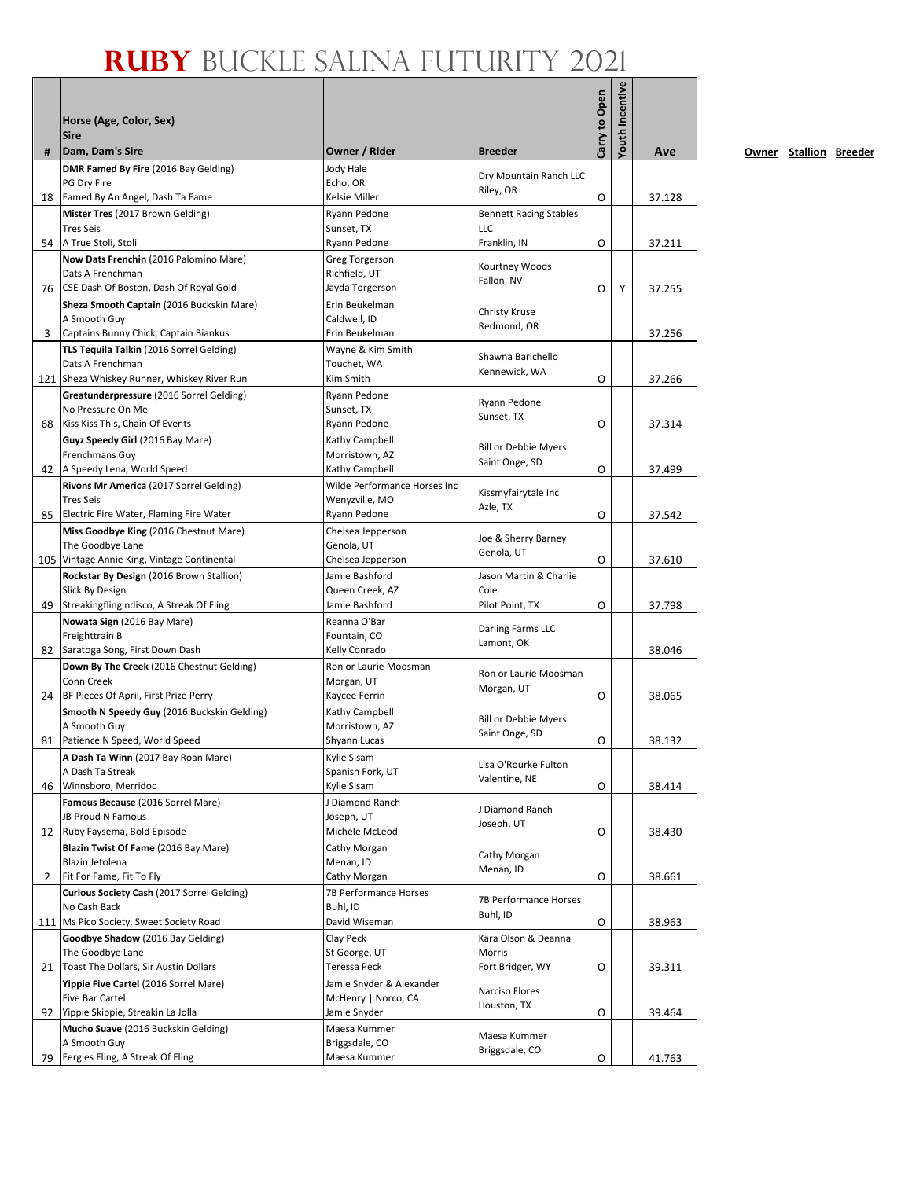# RUBY BUCKLE SALINA FUTURITY 2021

| # | Horse (Age, Color, Sex)<br>Sire<br>Dam, Dam's Sire | Owner / Rider | Breeder | Carry to Open | Youth Incentive | Ave |
|---|---|---|---|---|---|---|
| 18 | **DMR Famed By Fire** (2016 Bay Gelding)<br>PG Dry Fire<br>Famed By An Angel, Dash Ta Fame | Jody Hale<br>Echo, OR<br>Kelsie Miller | Dry Mountain Ranch LLC<br>Riley, OR | O | | 37.128 |
| 54 | **Mister Tres** (2017 Brown Gelding)<br>Tres Seis<br>A True Stoli, Stoli | Ryann Pedone<br>Sunset, TX<br>Ryann Pedone | Bennett Racing Stables LLC<br>Franklin, IN | O | | 37.211 |
| 76 | **Now Dats Frenchin** (2016 Palomino Mare)<br>Dats A Frenchman<br>CSE Dash Of Boston, Dash Of Royal Gold | Greg Torgerson<br>Richfield, UT<br>Jayda Torgerson | Kourtney Woods<br>Fallon, NV | O | Y | 37.255 |
| 3 | **Sheza Smooth Captain** (2016 Buckskin Mare)<br>A Smooth Guy<br>Captains Bunny Chick, Captain Biankus | Erin Beukelman<br>Caldwell, ID<br>Erin Beukelman | Christy Kruse<br>Redmond, OR | | | 37.256 |
| 121 | **TLS Tequila Talkin** (2016 Sorrel Gelding)<br>Dats A Frenchman<br>Sheza Whiskey Runner, Whiskey River Run | Wayne & Kim Smith<br>Touchet, WA<br>Kim Smith | Shawna Barichello<br>Kennewick, WA | O | | 37.266 |
| 68 | **Greatunderpressure** (2016 Sorrel Gelding)<br>No Pressure On Me<br>Kiss Kiss This, Chain Of Events | Ryann Pedone<br>Sunset, TX<br>Ryann Pedone | Ryann Pedone<br>Sunset, TX | O | | 37.314 |
| 42 | **Guyz Speedy Girl** (2016 Bay Mare)<br>Frenchmans Guy<br>A Speedy Lena, World Speed | Kathy Campbell<br>Morristown, AZ<br>Kathy Campbell | Bill or Debbie Myers<br>Saint Onge, SD | O | | 37.499 |
| 85 | **Rivons Mr America** (2017 Sorrel Gelding)<br>Tres Seis<br>Electric Fire Water, Flaming Fire Water | Wilde Performance Horses Inc<br>Wenyzville, MO<br>Ryann Pedone | Kissmyfairytale Inc<br>Azle, TX | O | | 37.542 |
| 105 | **Miss Goodbye King** (2016 Chestnut Mare)<br>The Goodbye Lane<br>Vintage Annie King, Vintage Continental | Chelsea Jepperson<br>Genola, UT<br>Chelsea Jepperson | Joe & Sherry Barney<br>Genola, UT | O | | 37.610 |
| 49 | **Rockstar By Design** (2016 Brown Stallion)<br>Slick By Design<br>Streakingflingindisco, A Streak Of Fling | Jamie Bashford<br>Queen Creek, AZ<br>Jamie Bashford | Jason Martin & Charlie Cole<br>Pilot Point, TX | O | | 37.798 |
| 82 | **Nowata Sign** (2016 Bay Mare)<br>Freighttrain B<br>Saratoga Song, First Down Dash | Reanna O'Bar<br>Fountain, CO<br>Kelly Conrado | Darling Farms LLC<br>Lamont, OK | | | 38.046 |
| 24 | **Down By The Creek** (2016 Chestnut Gelding)<br>Conn Creek<br>BF Pieces Of April, First Prize Perry | Ron or Laurie Moosman<br>Morgan, UT<br>Kaycee Ferrin | Ron or Laurie Moosman<br>Morgan, UT | O | | 38.065 |
| 81 | **Smooth N Speedy Guy** (2016 Buckskin Gelding)<br>A Smooth Guy<br>Patience N Speed, World Speed | Kathy Campbell<br>Morristown, AZ<br>Shyann Lucas | Bill or Debbie Myers<br>Saint Onge, SD | O | | 38.132 |
| 46 | **A Dash Ta Winn** (2017 Bay Roan Mare)<br>A Dash Ta Streak<br>Winnsboro, Merridoc | Kylie Sisam<br>Spanish Fork, UT<br>Kylie Sisam | Lisa O'Rourke Fulton<br>Valentine, NE | O | | 38.414 |
| 12 | **Famous Because** (2016 Sorrel Mare)<br>JB Proud N Famous<br>Ruby Faysema, Bold Episode | J Diamond Ranch<br>Joseph, UT<br>Michele McLeod | J Diamond Ranch<br>Joseph, UT | O | | 38.430 |
| 2 | **Blazin Twist Of Fame** (2016 Bay Mare)<br>Blazin Jetolena<br>Fit For Fame, Fit To Fly | Cathy Morgan<br>Menan, ID<br>Cathy Morgan | Cathy Morgan<br>Menan, ID | O | | 38.661 |
| 111 | **Curious Society Cash** (2017 Sorrel Gelding)<br>No Cash Back<br>Ms Pico Society, Sweet Society Road | 7B Performance Horses<br>Buhl, ID<br>David Wiseman | 7B Performance Horses<br>Buhl, ID | O | | 38.963 |
| 21 | **Goodbye Shadow** (2016 Bay Gelding)<br>The Goodbye Lane<br>Toast The Dollars, Sir Austin Dollars | Clay Peck<br>St George, UT<br>Teressa Peck | Kara Olson & Deanna Morris<br>Fort Bridger, WY | O | | 39.311 |
| 92 | **Yippie Five Cartel** (2016 Sorrel Mare)<br>Five Bar Cartel<br>Yippie Skippie, Streakin La Jolla | Jamie Snyder & Alexander McHenry \| Norco, CA<br>Jamie Snyder | Narciso Flores<br>Houston, TX | O | | 39.464 |
| 79 | **Mucho Suave** (2016 Buckskin Gelding)<br>A Smooth Guy<br>Fergies Fling, A Streak Of Fling | Maesa Kummer<br>Briggsdale, CO<br>Maesa Kummer | Maesa Kummer<br>Briggsdale, CO | O | | 41.763 |

Owner Stallion Breeder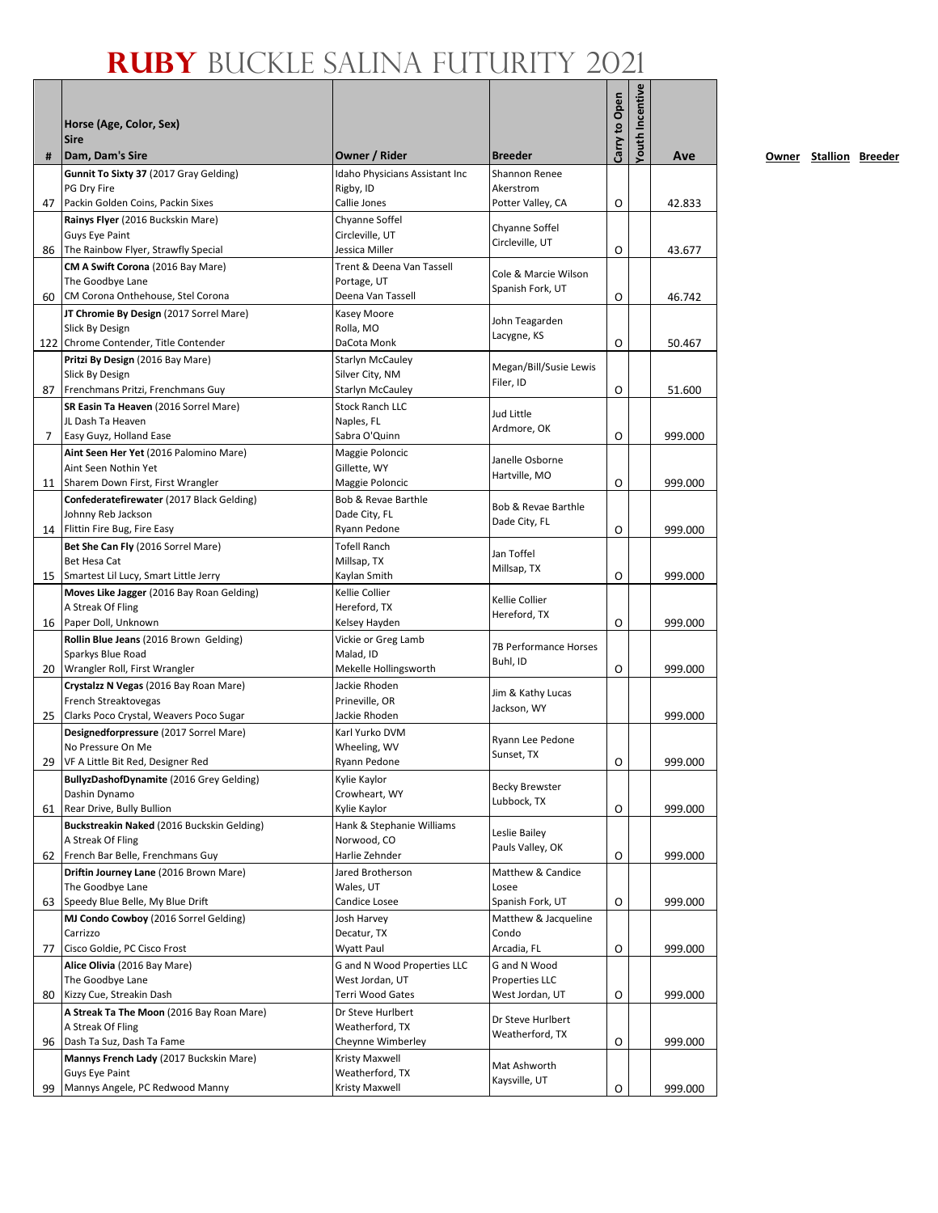# RUBY BUCKLE SALINA FUTURITY 2021

| # | Horse (Age, Color, Sex)<br>Sire<br>Dam, Dam's Sire | Owner / Rider | Breeder | Carry to Open | Youth Incentive | Ave |
|---|---|---|---|---|---|---|
| 47 | **Gunnit To Sixty 37** (2017 Gray Gelding)<br>PG Dry Fire<br>Packin Golden Coins, Packin Sixes | Idaho Physicians Assistant Inc<br>Rigby, ID<br>Callie Jones | Shannon Renee Akerstrom<br>Potter Valley, CA | O | | 42.833 |
| 86 | **Rainys Flyer** (2016 Buckskin Mare)<br>Guys Eye Paint<br>The Rainbow Flyer, Strawfly Special | Chyanne Soffel<br>Circleville, UT<br>Jessica Miller | Chyanne Soffel<br>Circleville, UT | O | | 43.677 |
| 60 | **CM A Swift Corona** (2016 Bay Mare)<br>The Goodbye Lane<br>CM Corona Onthehouse, Stel Corona | Trent & Deena Van Tassell<br>Portage, UT<br>Deena Van Tassell | Cole & Marcie Wilson<br>Spanish Fork, UT | O | | 46.742 |
| 122 | **JT Chromie By Design** (2017 Sorrel Mare)<br>Slick By Design<br>Chrome Contender, Title Contender | Kasey Moore<br>Rolla, MO<br>DaCota Monk | John Teagarden<br>Lacygne, KS | O | | 50.467 |
| 87 | **Pritzi By Design** (2016 Bay Mare)<br>Slick By Design<br>Frenchmans Pritzi, Frenchmans Guy | Starlyn McCauley<br>Silver City, NM<br>Starlyn McCauley | Megan/Bill/Susie Lewis<br>Filer, ID | O | | 51.600 |
| 7 | **SR Easin Ta Heaven** (2016 Sorrel Mare)<br>JL Dash Ta Heaven<br>Easy Guyz, Holland Ease | Stock Ranch LLC<br>Naples, FL<br>Sabra O'Quinn | Jud Little<br>Ardmore, OK | O | | 999.000 |
| 11 | **Aint Seen Her Yet** (2016 Palomino Mare)<br>Aint Seen Nothin Yet<br>Sharem Down First, First Wrangler | Maggie Poloncic<br>Gillette, WY<br>Maggie Poloncic | Janelle Osborne<br>Hartville, MO | O | | 999.000 |
| 14 | **Confederatefirewater** (2017 Black Gelding)<br>Johnny Reb Jackson<br>Flittin Fire Bug, Fire Easy | Bob & Revae Barthle<br>Dade City, FL<br>Ryann Pedone | Bob & Revae Barthle<br>Dade City, FL | O | | 999.000 |
| 15 | **Bet She Can Fly** (2016 Sorrel Mare)<br>Bet Hesa Cat<br>Smartest Lil Lucy, Smart Little Jerry | Tofell Ranch<br>Millsap, TX<br>Kaylan Smith | Jan Toffel<br>Millsap, TX | O | | 999.000 |
| 16 | **Moves Like Jagger** (2016 Bay Roan Gelding)<br>A Streak Of Fling<br>Paper Doll, Unknown | Kellie Collier<br>Hereford, TX<br>Kelsey Hayden | Kellie Collier<br>Hereford, TX | O | | 999.000 |
| 20 | **Rollin Blue Jeans** (2016 Brown Gelding)<br>Sparkys Blue Road<br>Wrangler Roll, First Wrangler | Vickie or Greg Lamb<br>Malad, ID<br>Mekelle Hollingsworth | 7B Performance Horses<br>Buhl, ID | O | | 999.000 |
| 25 | **Crystalzz N Vegas** (2016 Bay Roan Mare)<br>French Streaktovegas<br>Clarks Poco Crystal, Weavers Poco Sugar | Jackie Rhoden<br>Prineville, OR<br>Jackie Rhoden | Jim & Kathy Lucas<br>Jackson, WY | | | 999.000 |
| 29 | **Designedforpressure** (2017 Sorrel Mare)<br>No Pressure On Me<br>VF A Little Bit Red, Designer Red | Karl Yurko DVM<br>Wheeling, WV<br>Ryann Pedone | Ryann Lee Pedone<br>Sunset, TX | O | | 999.000 |
| 61 | **BullyzDashofDynamite** (2016 Grey Gelding)<br>Dashin Dynamo<br>Rear Drive, Bully Bullion | Kylie Kaylor<br>Crowheart, WY<br>Kylie Kaylor | Becky Brewster<br>Lubbock, TX | O | | 999.000 |
| 62 | **Buckstreakin Naked** (2016 Buckskin Gelding)<br>A Streak Of Fling<br>French Bar Belle, Frenchmans Guy | Hank & Stephanie Williams<br>Norwood, CO<br>Harlie Zehnder | Leslie Bailey<br>Pauls Valley, OK | O | | 999.000 |
| 63 | **Driftin Journey Lane** (2016 Brown Mare)<br>The Goodbye Lane<br>Speedy Blue Belle, My Blue Drift | Jared Brotherson<br>Wales, UT<br>Candice Losee | Matthew & Candice Losee<br>Spanish Fork, UT | O | | 999.000 |
| 77 | **MJ Condo Cowboy** (2016 Sorrel Gelding)<br>Carrizzo<br>Cisco Goldie, PC Cisco Frost | Josh Harvey<br>Decatur, TX<br>Wyatt Paul | Matthew & Jacqueline Condo<br>Arcadia, FL | O | | 999.000 |
| 80 | **Alice Olivia** (2016 Bay Mare)<br>The Goodbye Lane<br>Kizzy Cue, Streakin Dash | G and N Wood Properties LLC<br>West Jordan, UT<br>Terri Wood Gates | G and N Wood Properties LLC<br>West Jordan, UT | O | | 999.000 |
| 96 | **A Streak Ta The Moon** (2016 Bay Roan Mare)<br>A Streak Of Fling<br>Dash Ta Suz, Dash Ta Fame | Dr Steve Hurlbert<br>Weatherford, TX<br>Cheynne Wimberley | Dr Steve Hurlbert<br>Weatherford, TX | O | | 999.000 |
| 99 | **Mannys French Lady** (2017 Buckskin Mare)<br>Guys Eye Paint<br>Mannys Angele, PC Redwood Manny | Kristy Maxwell<br>Weatherford, TX<br>Kristy Maxwell | Mat Ashworth<br>Kaysville, UT | O | | 999.000 |

Owner Stallion Breeder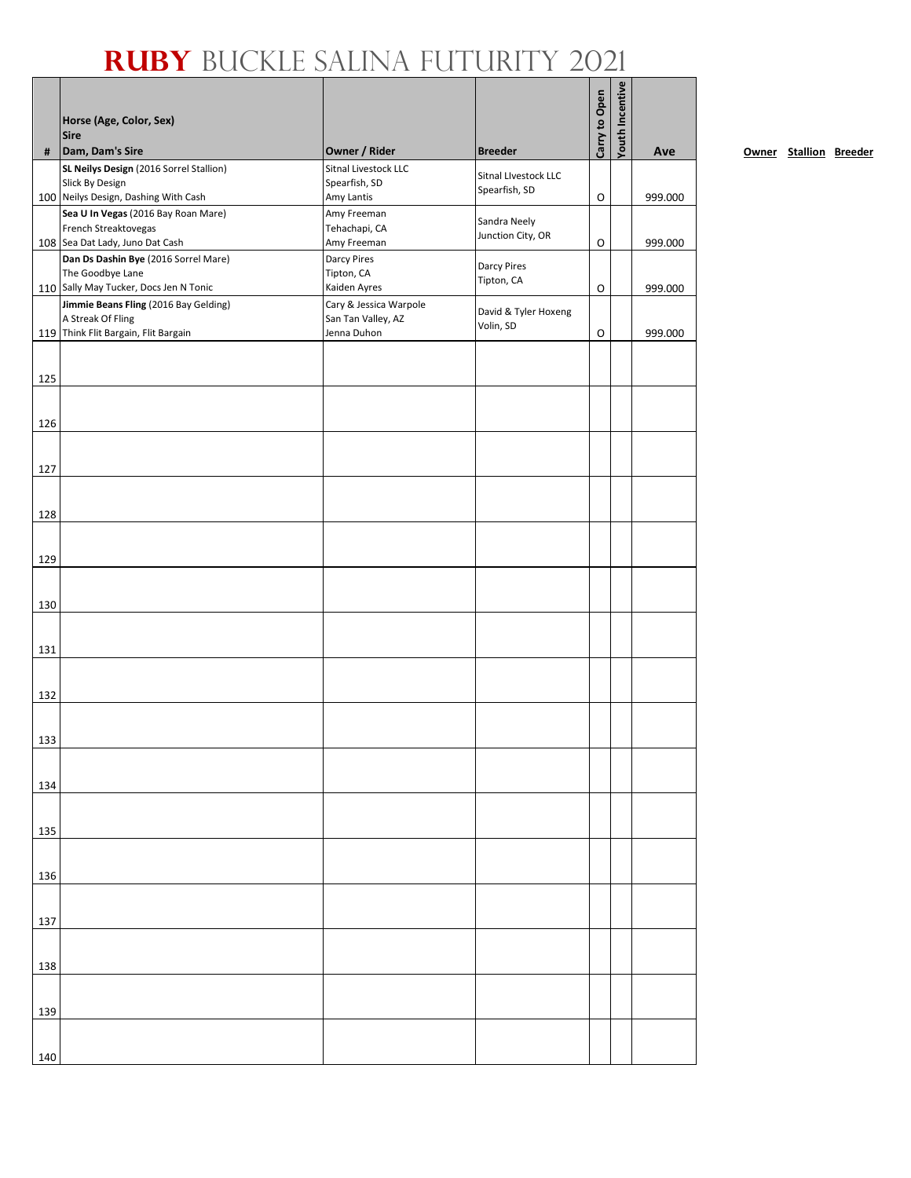# RUBY BUCKLE SALINA FUTURITY 2021

| # | Horse (Age, Color, Sex)<br>Sire<br>Dam, Dam's Sire | Owner / Rider | Breeder | Carry to Open | Youth Incentive | Ave |
|---|---|---|---|---|---|---|
| 100 | **SL Neilys Design** (2016 Sorrel Stallion)<br>Slick By Design<br>Neilys Design, Dashing With Cash | Sitnal Livestock LLC<br>Spearfish, SD<br>Amy Lantis | Sitnal LIvestock LLC<br>Spearfish, SD | O | | 999.000 |
| 108 | **Sea U In Vegas** (2016 Bay Roan Mare)<br>French Streaktovegas<br>Sea Dat Lady, Juno Dat Cash | Amy Freeman<br>Tehachapi, CA<br>Amy Freeman | Sandra Neely<br>Junction City, OR | O | | 999.000 |
| 110 | **Dan Ds Dashin Bye** (2016 Sorrel Mare)<br>The Goodbye Lane<br>Sally May Tucker, Docs Jen N Tonic | Darcy Pires<br>Tipton, CA<br>Kaiden Ayres | Darcy Pires<br>Tipton, CA | O | | 999.000 |
| 119 | **Jimmie Beans Fling** (2016 Bay Gelding)<br>A Streak Of Fling<br>Think Flit Bargain, Flit Bargain | Cary & Jessica Warpole<br>San Tan Valley, AZ<br>Jenna Duhon | David & Tyler Hoxeng<br>Volin, SD | O | | 999.000 |
| 125 | | | | | | |
| 126 | | | | | | |
| 127 | | | | | | |
| 128 | | | | | | |
| 129 | | | | | | |
| 130 | | | | | | |
| 131 | | | | | | |
| 132 | | | | | | |
| 133 | | | | | | |
| 134 | | | | | | |
| 135 | | | | | | |
| 136 | | | | | | |
| 137 | | | | | | |
| 138 | | | | | | |
| 139 | | | | | | |
| 140 | | | | | | |

Owner Stallion Breeder